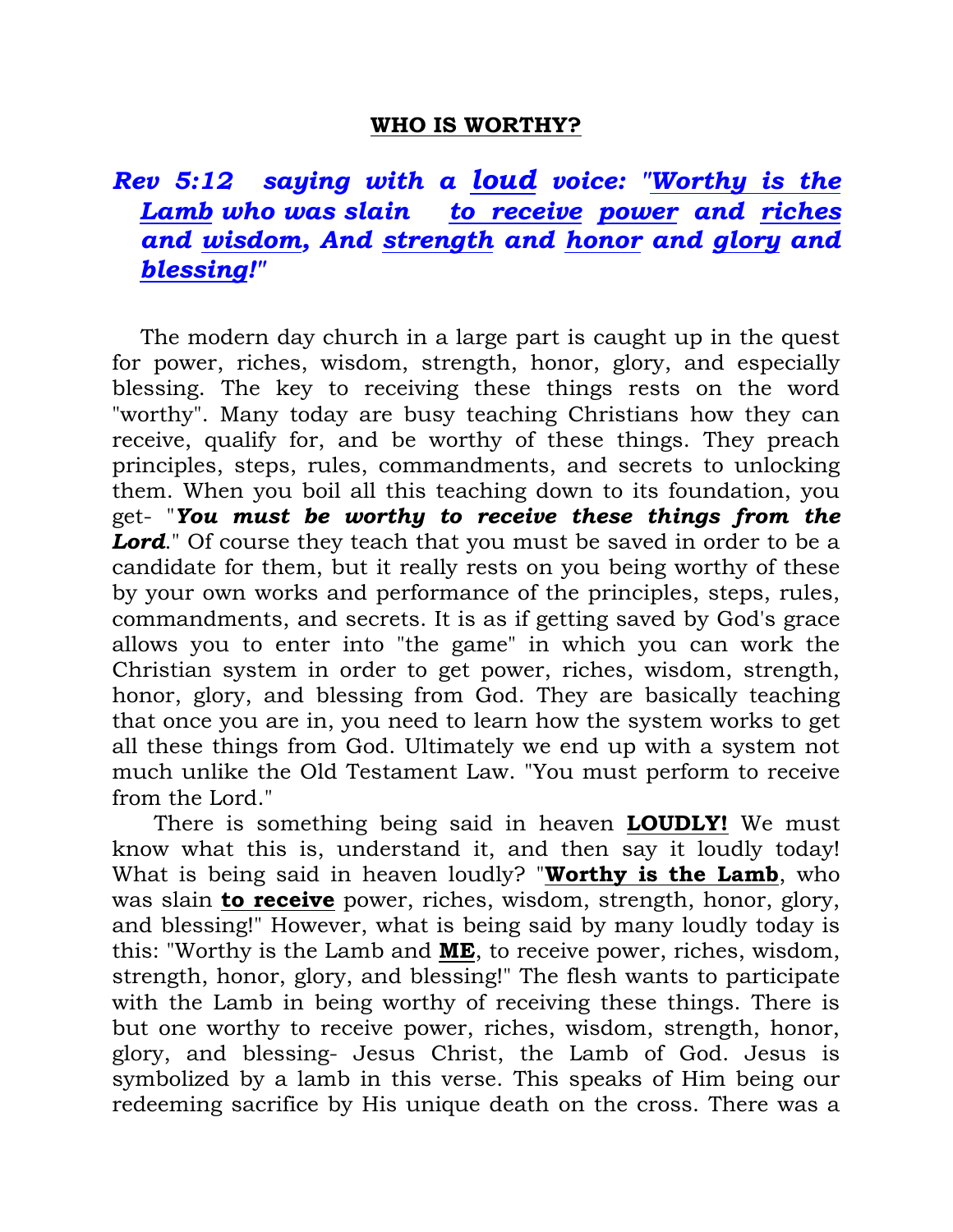## WHO IS WORTHY?

***Rev 5:12 saying with a loud voice: "Worthy is the Lamb who was slain to receive power and riches and wisdom, And strength and honor and glory and blessing!"***

The modern day church in a large part is caught up in the quest for power, riches, wisdom, strength, honor, glory, and especially blessing. The key to receiving these things rests on the word "worthy". Many today are busy teaching Christians how they can receive, qualify for, and be worthy of these things. They preach principles, steps, rules, commandments, and secrets to unlocking them. When you boil all this teaching down to its foundation, you get- "***You must be worthy to receive these things from the Lord***." Of course they teach that you must be saved in order to be a candidate for them, but it really rests on you being worthy of these by your own works and performance of the principles, steps, rules, commandments, and secrets. It is as if getting saved by God's grace allows you to enter into "the game" in which you can work the Christian system in order to get power, riches, wisdom, strength, honor, glory, and blessing from God. They are basically teaching that once you are in, you need to learn how the system works to get all these things from God. Ultimately we end up with a system not much unlike the Old Testament Law. "You must perform to receive from the Lord."

There is something being said in heaven **LOUDLY!** We must know what this is, understand it, and then say it loudly today! What is being said in heaven loudly? "**Worthy is the Lamb**, who was slain **to receive** power, riches, wisdom, strength, honor, glory, and blessing!" However, what is being said by many loudly today is this: "Worthy is the Lamb and **ME**, to receive power, riches, wisdom, strength, honor, glory, and blessing!" The flesh wants to participate with the Lamb in being worthy of receiving these things. There is but one worthy to receive power, riches, wisdom, strength, honor, glory, and blessing- Jesus Christ, the Lamb of God. Jesus is symbolized by a lamb in this verse. This speaks of Him being our redeeming sacrifice by His unique death on the cross. There was a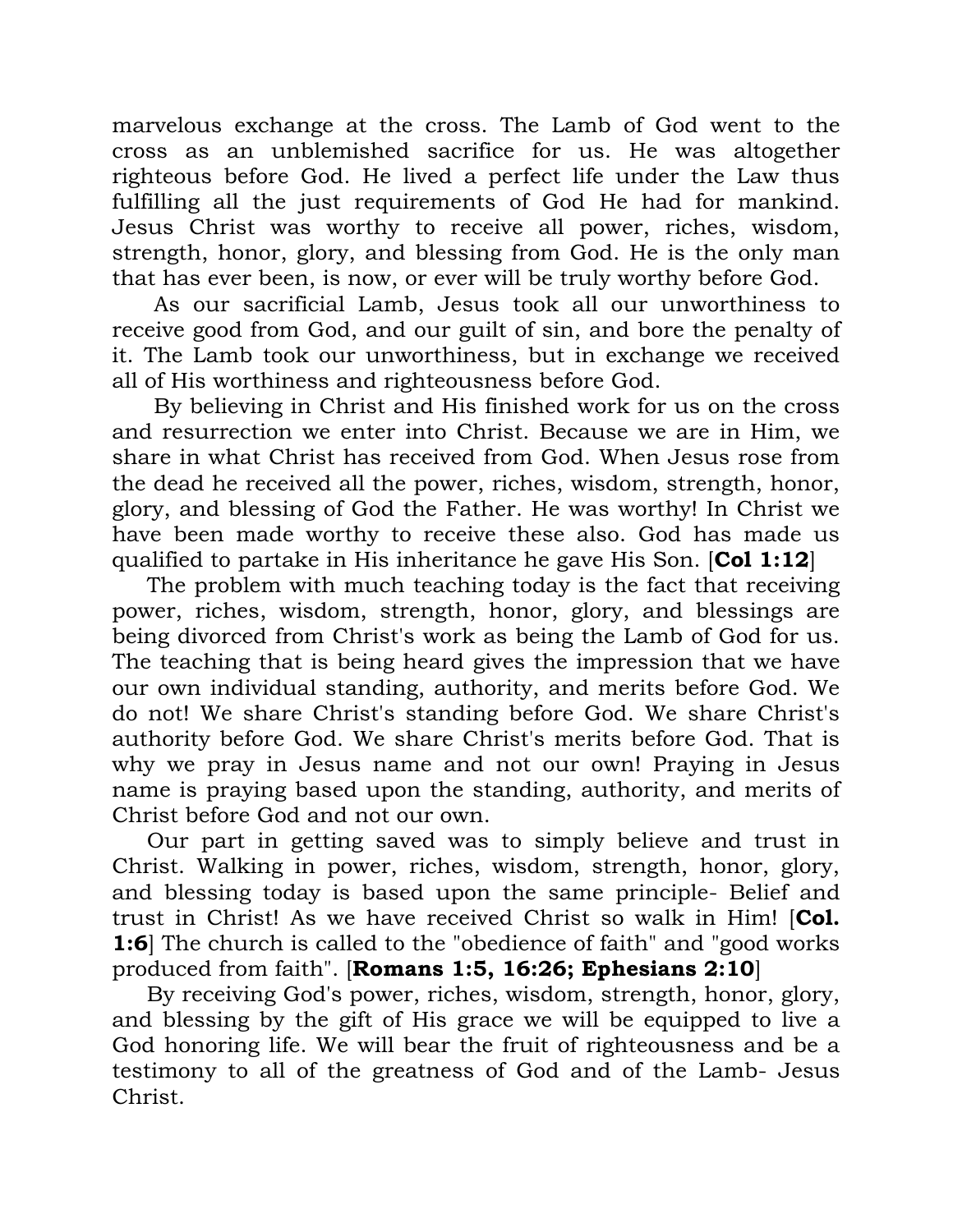marvelous exchange at the cross. The Lamb of God went to the cross as an unblemished sacrifice for us. He was altogether righteous before God. He lived a perfect life under the Law thus fulfilling all the just requirements of God He had for mankind. Jesus Christ was worthy to receive all power, riches, wisdom, strength, honor, glory, and blessing from God. He is the only man that has ever been, is now, or ever will be truly worthy before God.

As our sacrificial Lamb, Jesus took all our unworthiness to receive good from God, and our guilt of sin, and bore the penalty of it. The Lamb took our unworthiness, but in exchange we received all of His worthiness and righteousness before God.

By believing in Christ and His finished work for us on the cross and resurrection we enter into Christ. Because we are in Him, we share in what Christ has received from God. When Jesus rose from the dead he received all the power, riches, wisdom, strength, honor, glory, and blessing of God the Father. He was worthy! In Christ we have been made worthy to receive these also. God has made us qualified to partake in His inheritance he gave His Son. [**Col 1:12**]

The problem with much teaching today is the fact that receiving power, riches, wisdom, strength, honor, glory, and blessings are being divorced from Christ's work as being the Lamb of God for us. The teaching that is being heard gives the impression that we have our own individual standing, authority, and merits before God. We do not! We share Christ's standing before God. We share Christ's authority before God. We share Christ's merits before God. That is why we pray in Jesus name and not our own! Praying in Jesus name is praying based upon the standing, authority, and merits of Christ before God and not our own.

Our part in getting saved was to simply believe and trust in Christ. Walking in power, riches, wisdom, strength, honor, glory, and blessing today is based upon the same principle- Belief and trust in Christ! As we have received Christ so walk in Him! [**Col. 1:6**] The church is called to the "obedience of faith" and "good works produced from faith". [**Romans 1:5, 16:26; Ephesians 2:10**]

By receiving God's power, riches, wisdom, strength, honor, glory, and blessing by the gift of His grace we will be equipped to live a God honoring life. We will bear the fruit of righteousness and be a testimony to all of the greatness of God and of the Lamb- Jesus Christ.